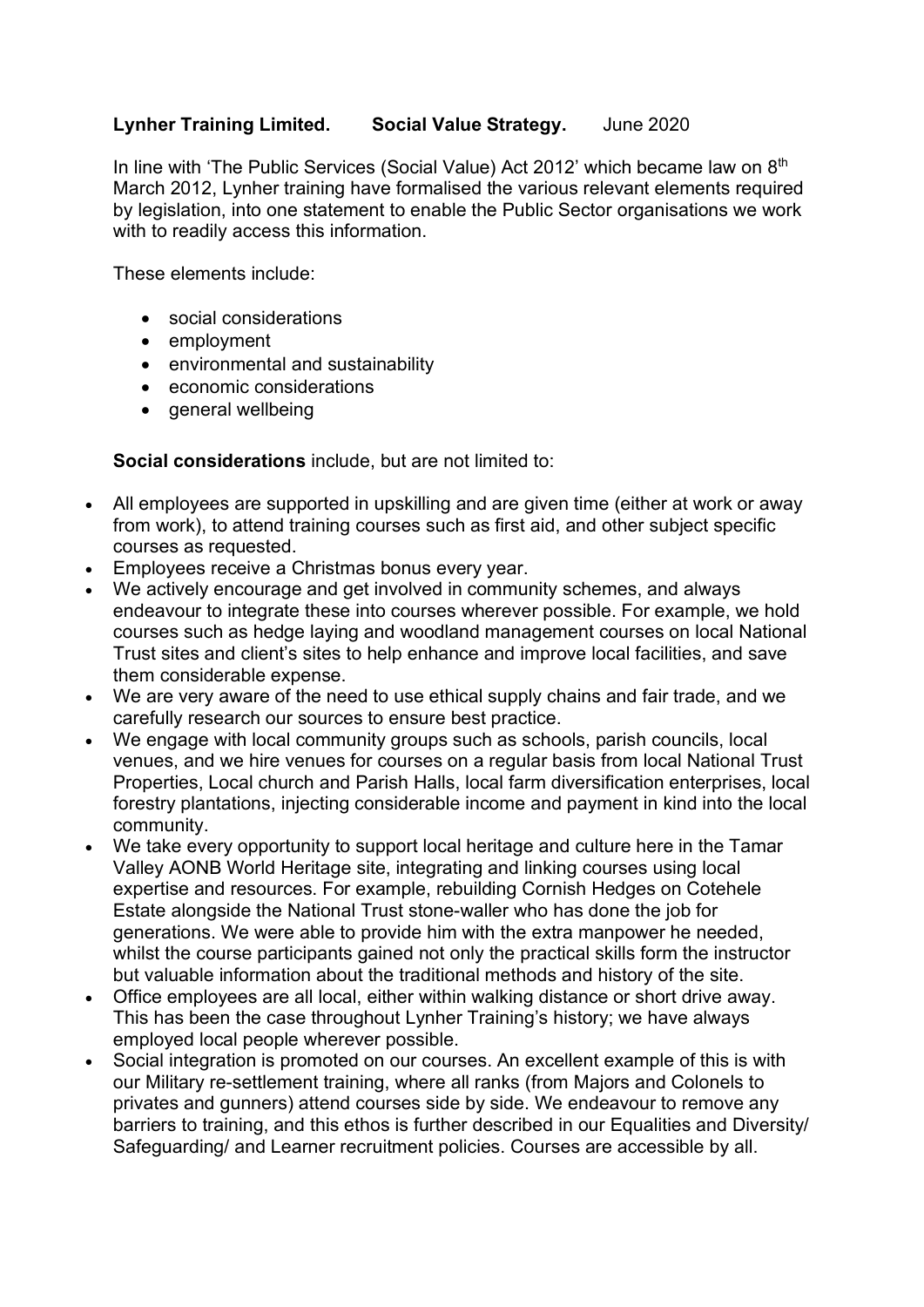**Lynher Training Limited.** **Social Value Strategy.** June 2020

In line with 'The Public Services (Social Value) Act 2012' which became law on 8th March 2012, Lynher training have formalised the various relevant elements required by legislation, into one statement to enable the Public Sector organisations we work with to readily access this information.

These elements include:

- social considerations
- employment
- environmental and sustainability
- economic considerations
- general wellbeing

**Social considerations** include, but are not limited to:

- All employees are supported in upskilling and are given time (either at work or away from work), to attend training courses such as first aid, and other subject specific courses as requested.
- Employees receive a Christmas bonus every year.
- We actively encourage and get involved in community schemes, and always endeavour to integrate these into courses wherever possible. For example, we hold courses such as hedge laying and woodland management courses on local National Trust sites and client's sites to help enhance and improve local facilities, and save them considerable expense.
- We are very aware of the need to use ethical supply chains and fair trade, and we carefully research our sources to ensure best practice.
- We engage with local community groups such as schools, parish councils, local venues, and we hire venues for courses on a regular basis from local National Trust Properties, Local church and Parish Halls, local farm diversification enterprises, local forestry plantations, injecting considerable income and payment in kind into the local community.
- We take every opportunity to support local heritage and culture here in the Tamar Valley AONB World Heritage site, integrating and linking courses using local expertise and resources. For example, rebuilding Cornish Hedges on Cotehele Estate alongside the National Trust stone-waller who has done the job for generations. We were able to provide him with the extra manpower he needed, whilst the course participants gained not only the practical skills form the instructor but valuable information about the traditional methods and history of the site.
- Office employees are all local, either within walking distance or short drive away. This has been the case throughout Lynher Training's history; we have always employed local people wherever possible.
- Social integration is promoted on our courses. An excellent example of this is with our Military re-settlement training, where all ranks (from Majors and Colonels to privates and gunners) attend courses side by side. We endeavour to remove any barriers to training, and this ethos is further described in our Equalities and Diversity/ Safeguarding/ and Learner recruitment policies. Courses are accessible by all.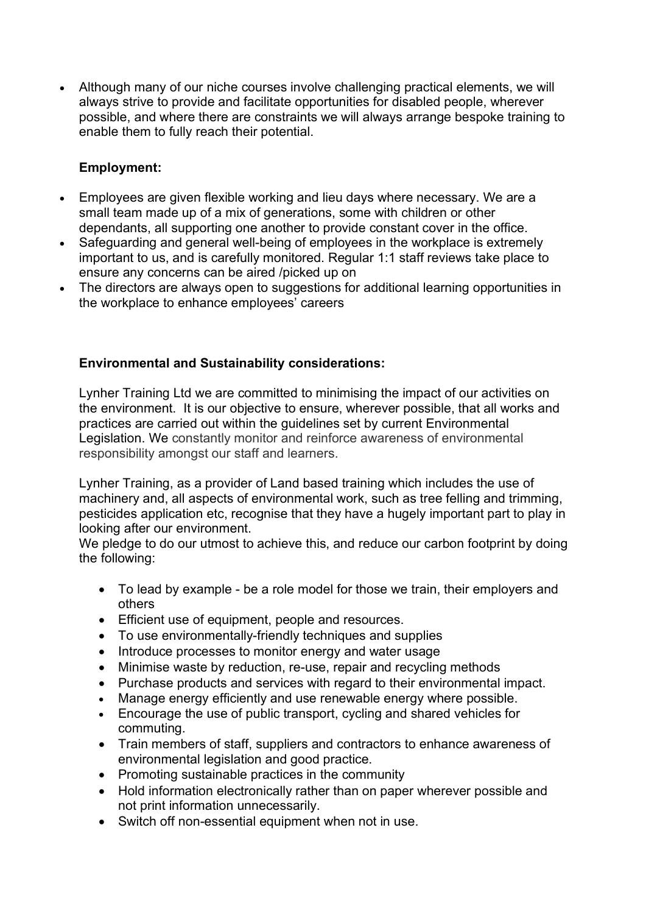- Although many of our niche courses involve challenging practical elements, we will always strive to provide and facilitate opportunities for disabled people, wherever possible, and where there are constraints we will always arrange bespoke training to enable them to fully reach their potential.

**Employment:**

- Employees are given flexible working and lieu days where necessary. We are a small team made up of a mix of generations, some with children or other dependants, all supporting one another to provide constant cover in the office.
- Safeguarding and general well-being of employees in the workplace is extremely important to us, and is carefully monitored. Regular 1:1 staff reviews take place to ensure any concerns can be aired /picked up on
- The directors are always open to suggestions for additional learning opportunities in the workplace to enhance employees' careers

**Environmental and Sustainability considerations:**

Lynher Training Ltd we are committed to minimising the impact of our activities on the environment. It is our objective to ensure, wherever possible, that all works and practices are carried out within the guidelines set by current Environmental Legislation. We constantly monitor and reinforce awareness of environmental responsibility amongst our staff and learners.

Lynher Training, as a provider of Land based training which includes the use of machinery and, all aspects of environmental work, such as tree felling and trimming, pesticides application etc, recognise that they have a hugely important part to play in looking after our environment.
We pledge to do our utmost to achieve this, and reduce our carbon footprint by doing the following:

- To lead by example - be a role model for those we train, their employers and others
- Efficient use of equipment, people and resources.
- To use environmentally-friendly techniques and supplies
- Introduce processes to monitor energy and water usage
- Minimise waste by reduction, re-use, repair and recycling methods
- Purchase products and services with regard to their environmental impact.
- Manage energy efficiently and use renewable energy where possible.
- Encourage the use of public transport, cycling and shared vehicles for commuting.
- Train members of staff, suppliers and contractors to enhance awareness of environmental legislation and good practice.
- Promoting sustainable practices in the community
- Hold information electronically rather than on paper wherever possible and not print information unnecessarily.
- Switch off non-essential equipment when not in use.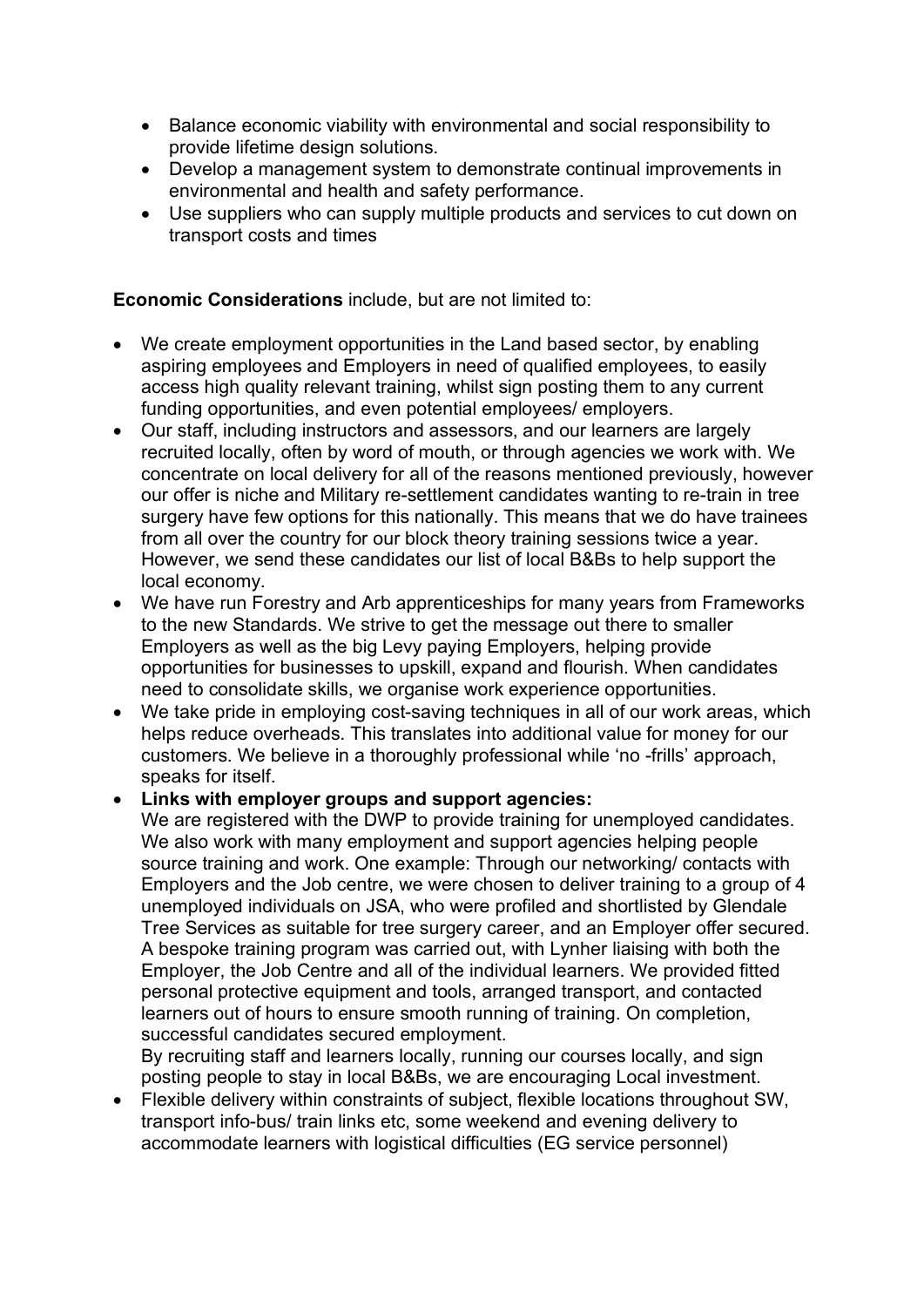- Balance economic viability with environmental and social responsibility to provide lifetime design solutions.
- Develop a management system to demonstrate continual improvements in environmental and health and safety performance.
- Use suppliers who can supply multiple products and services to cut down on transport costs and times

**Economic Considerations** include, but are not limited to:

- We create employment opportunities in the Land based sector, by enabling aspiring employees and Employers in need of qualified employees, to easily access high quality relevant training, whilst sign posting them to any current funding opportunities, and even potential employees/ employers.
- Our staff, including instructors and assessors, and our learners are largely recruited locally, often by word of mouth, or through agencies we work with. We concentrate on local delivery for all of the reasons mentioned previously, however our offer is niche and Military re-settlement candidates wanting to re-train in tree surgery have few options for this nationally. This means that we do have trainees from all over the country for our block theory training sessions twice a year. However, we send these candidates our list of local B&Bs to help support the local economy.
- We have run Forestry and Arb apprenticeships for many years from Frameworks to the new Standards. We strive to get the message out there to smaller Employers as well as the big Levy paying Employers, helping provide opportunities for businesses to upskill, expand and flourish. When candidates need to consolidate skills, we organise work experience opportunities.
- We take pride in employing cost-saving techniques in all of our work areas, which helps reduce overheads. This translates into additional value for money for our customers. We believe in a thoroughly professional while 'no -frills' approach, speaks for itself.
- **Links with employer groups and support agencies:**
  We are registered with the DWP to provide training for unemployed candidates. We also work with many employment and support agencies helping people source training and work. One example: Through our networking/ contacts with Employers and the Job centre, we were chosen to deliver training to a group of 4 unemployed individuals on JSA, who were profiled and shortlisted by Glendale Tree Services as suitable for tree surgery career, and an Employer offer secured. A bespoke training program was carried out, with Lynher liaising with both the Employer, the Job Centre and all of the individual learners. We provided fitted personal protective equipment and tools, arranged transport, and contacted learners out of hours to ensure smooth running of training. On completion, successful candidates secured employment.
  By recruiting staff and learners locally, running our courses locally, and sign posting people to stay in local B&Bs, we are encouraging Local investment.
- Flexible delivery within constraints of subject, flexible locations throughout SW, transport info-bus/ train links etc, some weekend and evening delivery to accommodate learners with logistical difficulties (EG service personnel)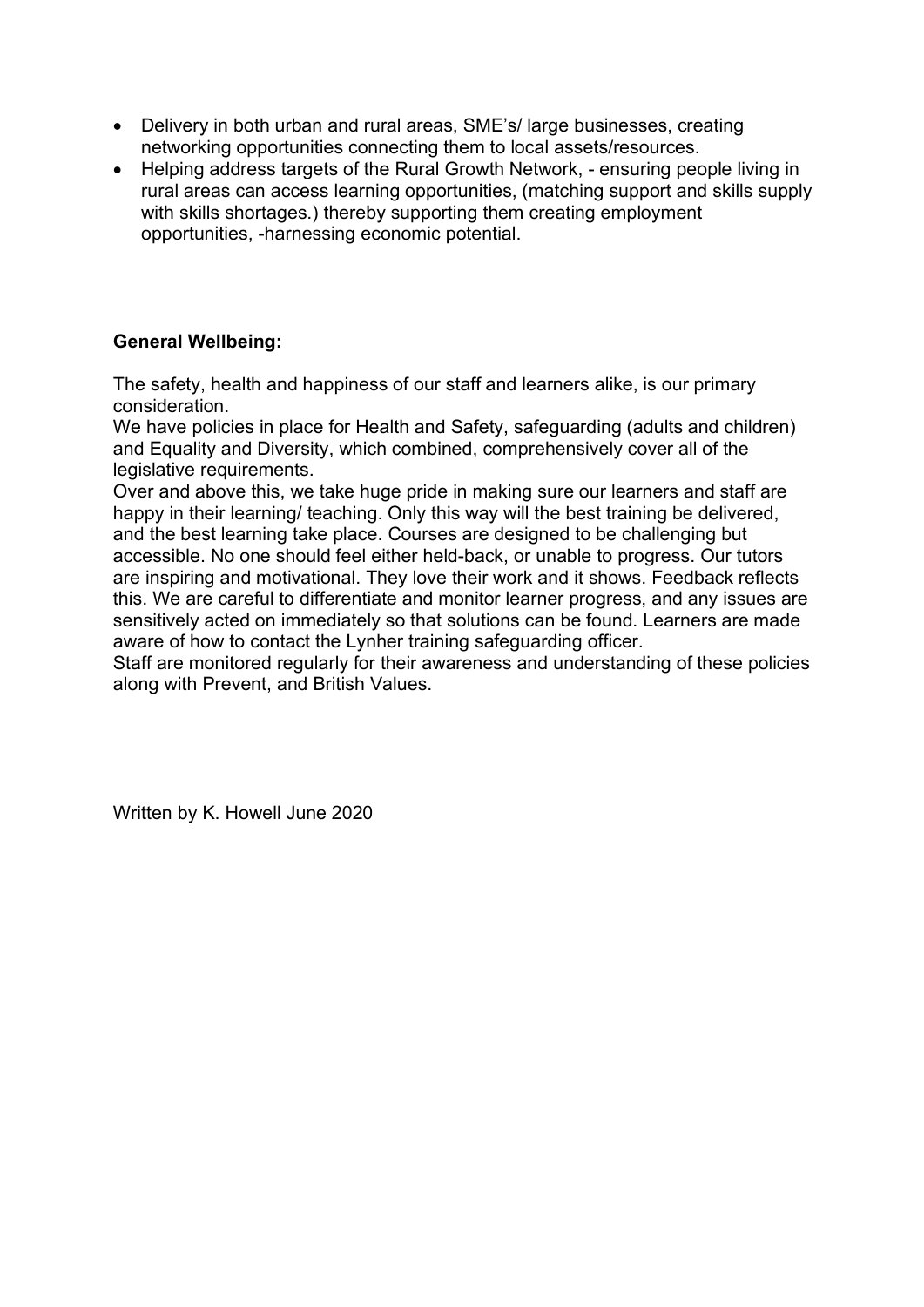- Delivery in both urban and rural areas, SME's/ large businesses, creating networking opportunities connecting them to local assets/resources.
- Helping address targets of the Rural Growth Network, - ensuring people living in rural areas can access learning opportunities, (matching support and skills supply with skills shortages.) thereby supporting them creating employment opportunities, -harnessing economic potential.

**General Wellbeing:**

The safety, health and happiness of our staff and learners alike, is our primary consideration.
We have policies in place for Health and Safety, safeguarding (adults and children) and Equality and Diversity, which combined, comprehensively cover all of the legislative requirements.
Over and above this, we take huge pride in making sure our learners and staff are happy in their learning/ teaching. Only this way will the best training be delivered, and the best learning take place. Courses are designed to be challenging but accessible. No one should feel either held-back, or unable to progress. Our tutors are inspiring and motivational. They love their work and it shows. Feedback reflects this. We are careful to differentiate and monitor learner progress, and any issues are sensitively acted on immediately so that solutions can be found. Learners are made aware of how to contact the Lynher training safeguarding officer.
Staff are monitored regularly for their awareness and understanding of these policies along with Prevent, and British Values.

Written by K. Howell June 2020